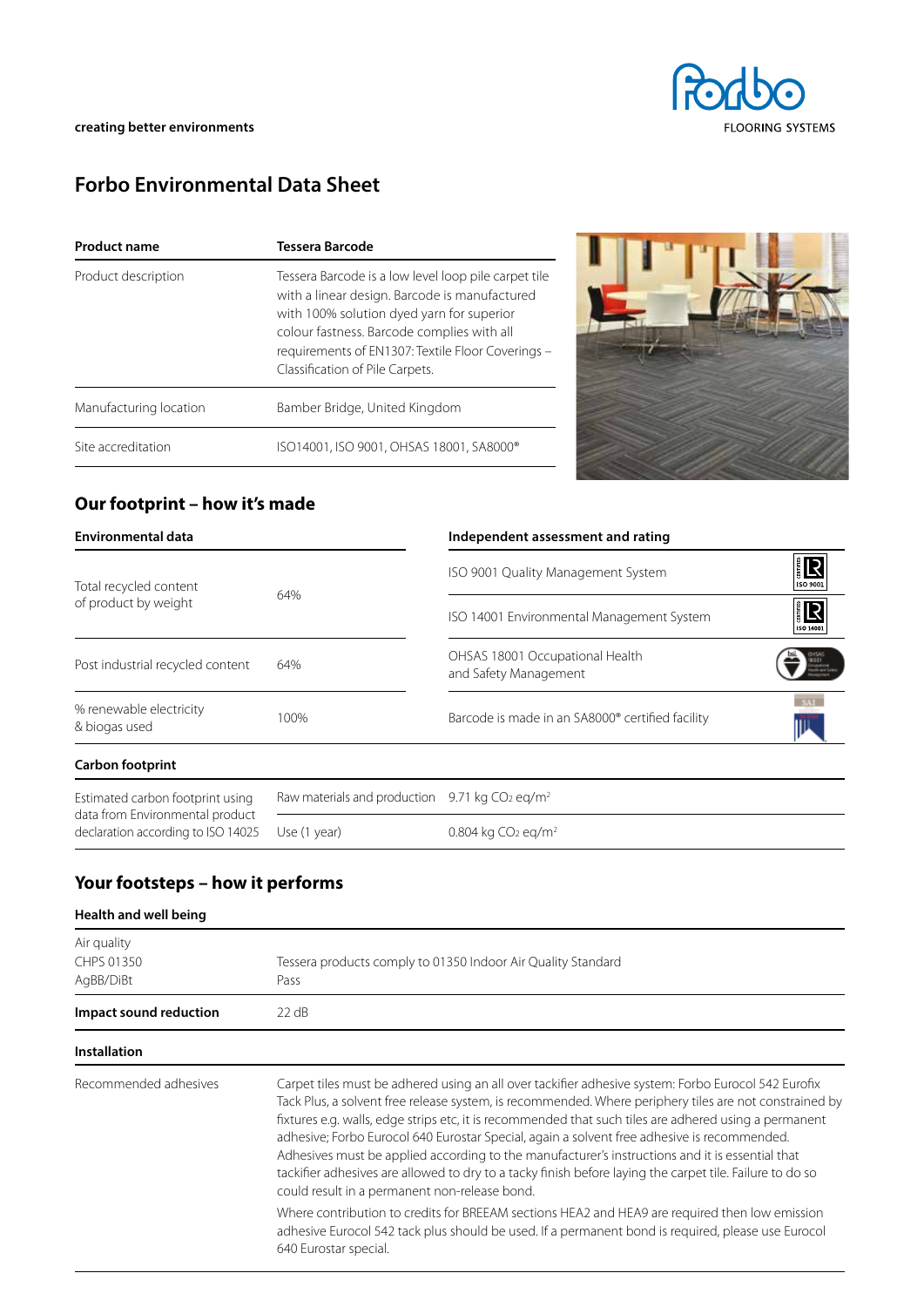creating better environments

# Forbo Environmental Data Sheet

| Product name | Tessera Barcode |
|---|---|
| Product description | Tessera Barcode is a low level loop pile carpet tile with a linear design. Barcode is manufactured with 100% solution dyed yarn for superior colour fastness. Barcode complies with all requirements of EN1307: Textile Floor Coverings – Classification of Pile Carpets. |
| Manufacturing location | Bamber Bridge, United Kingdom |
| Site accreditation | ISO14001, ISO 9001, OHSAS 18001, SA8000® |

## Our footprint – how it's made

| Environmental data | | Independent assessment and rating |
|---|---|---|
| Total recycled content of product by weight | 64% | ISO 9001 Quality Management System |
| | | ISO 14001 Environmental Management System |
| Post industrial recycled content | 64% | OHSAS 18001 Occupational Health and Safety Management |
| % renewable electricity & biogas used | 100% | Barcode is made in an SA8000® certified facility |

### Carbon footprint

| | | |
|---|---|---|
| Estimated carbon footprint using data from Environmental product declaration according to ISO 14025 | Raw materials and production | 9.71 kg $CO_2$ eq/m$^2$ |
| | Use (1 year) | 0.804 kg $CO_2$ eq/m$^2$ |

## Your footsteps – how it performs

### Health and well being

| | |
|---|---|
| Air quality<br>CHPS 01350<br>AgBB/DiBt | <br>Tessera products comply to 01350 Indoor Air Quality Standard<br>Pass |
| **Impact sound reduction** | 22 dB |

### Installation

| | |
|---|---|
| Recommended adhesives | Carpet tiles must be adhered using an all over tackifier adhesive system: Forbo Eurocol 542 Eurofix Tack Plus, a solvent free release system, is recommended. Where periphery tiles are not constrained by fixtures e.g. walls, edge strips etc, it is recommended that such tiles are adhered using a permanent adhesive; Forbo Eurocol 640 Eurostar Special, again a solvent free adhesive is recommended. Adhesives must be applied according to the manufacturer's instructions and it is essential that tackifier adhesives are allowed to dry to a tacky finish before laying the carpet tile. Failure to do so could result in a permanent non-release bond.<br><br>Where contribution to credits for BREEAM sections HEA2 and HEA9 are required then low emission adhesive Eurocol 542 tack plus should be used. If a permanent bond is required, please use Eurocol 640 Eurostar special. |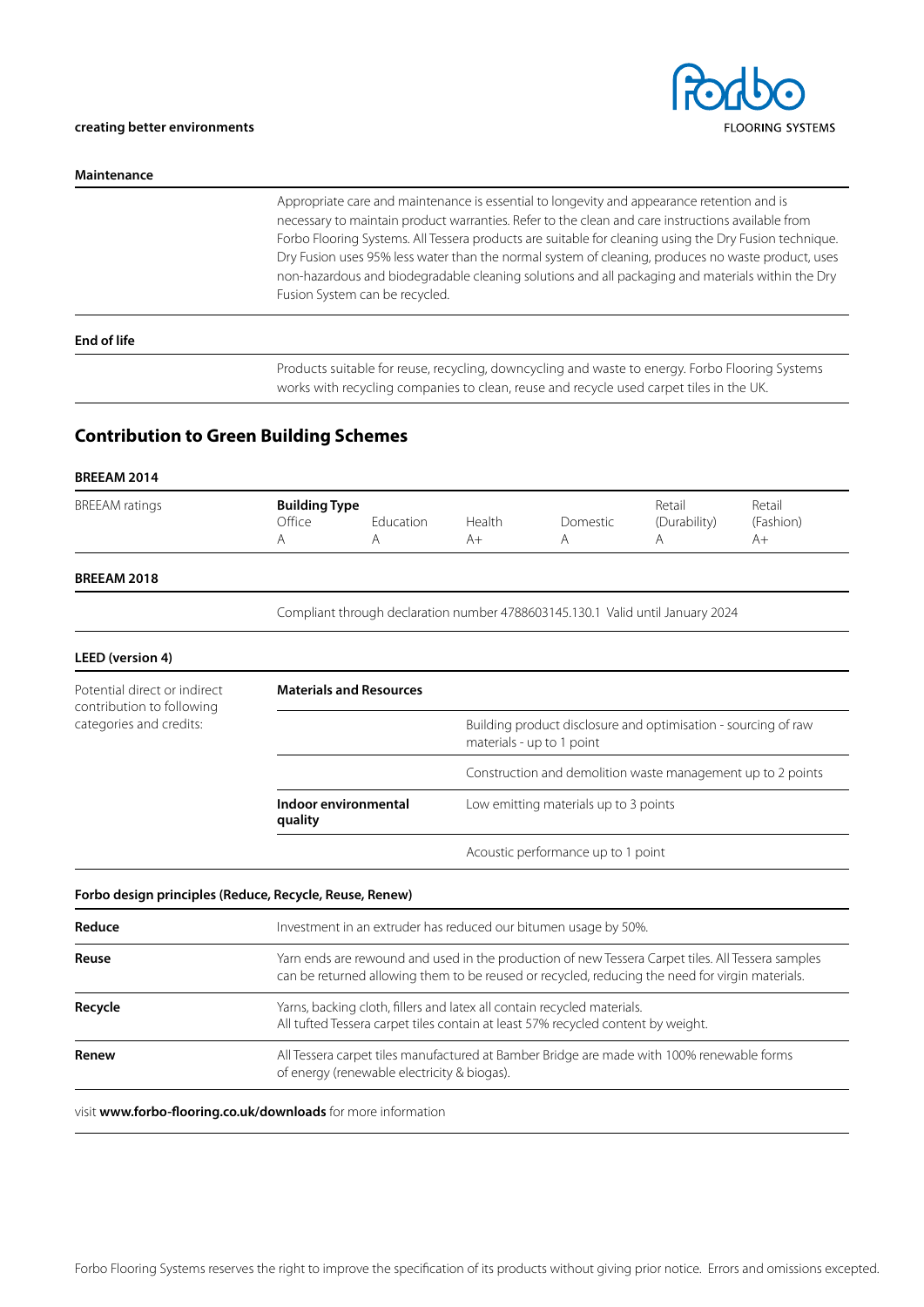## Maintenance

Appropriate care and maintenance is essential to longevity and appearance retention and is necessary to maintain product warranties. Refer to the clean and care instructions available from Forbo Flooring Systems. All Tessera products are suitable for cleaning using the Dry Fusion technique. Dry Fusion uses 95% less water than the normal system of cleaning, produces no waste product, uses non-hazardous and biodegradable cleaning solutions and all packaging and materials within the Dry Fusion System can be recycled.

## End of life

Products suitable for reuse, recycling, downcycling and waste to energy. Forbo Flooring Systems works with recycling companies to clean, reuse and recycle used carpet tiles in the UK.

# Contribution to Green Building Schemes

## BREEAM 2014

| | Building Type | | | | | |
|---|---|---|---|---|---|---|
| BREEAM ratings | Office | Education | Health | Domestic | Retail (Durability) | Retail (Fashion) |
| | A | A | A+ | A | A | A+ |

## BREEAM 2018

Compliant through declaration number 4788603145.130.1 Valid until January 2024

## LEED (version 4)

| | | |
|---|---|---|
| Potential direct or indirect contribution to following categories and credits: | **Materials and Resources** | |
| | | Building product disclosure and optimisation - sourcing of raw materials - up to 1 point |
| | | Construction and demolition waste management up to 2 points |
| | **Indoor environmental quality** | Low emitting materials up to 3 points |
| | | Acoustic performance up to 1 point |

## Forbo design principles (Reduce, Recycle, Reuse, Renew)

| | |
|---|---|
| **Reduce** | Investment in an extruder has reduced our bitumen usage by 50%. |
| **Reuse** | Yarn ends are rewound and used in the production of new Tessera Carpet tiles. All Tessera samples can be returned allowing them to be reused or recycled, reducing the need for virgin materials. |
| **Recycle** | Yarns, backing cloth, fillers and latex all contain recycled materials. All tufted Tessera carpet tiles contain at least 57% recycled content by weight. |
| **Renew** | All Tessera carpet tiles manufactured at Bamber Bridge are made with 100% renewable forms of energy (renewable electricity & biogas). |

visit **www.forbo-flooring.co.uk/downloads** for more information

Forbo Flooring Systems reserves the right to improve the specification of its products without giving prior notice. Errors and omissions excepted.